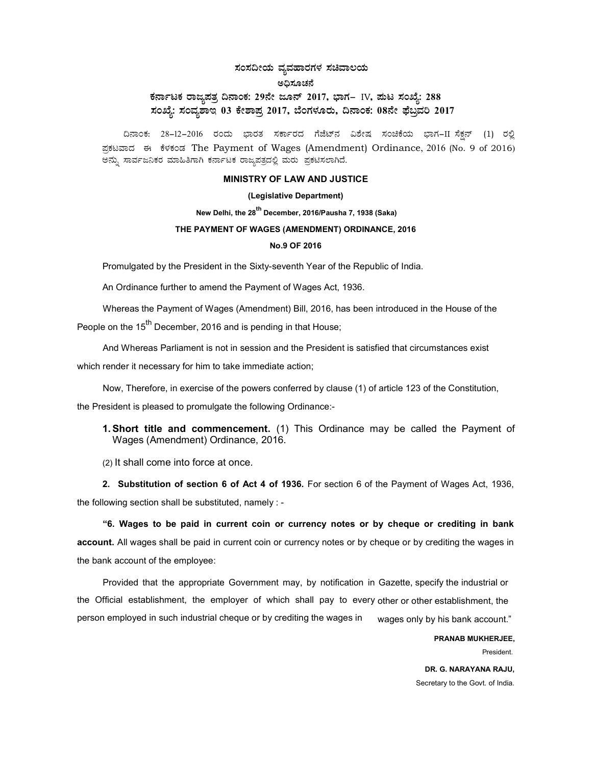**ಸಂಸದೀಯ ವ್ಯವಹಾರಗಳ ಸಚಿವಾಲಯ**

**ಅಧಿಸೂಚನೆ**

**ಕರ್ನಾಟಕ ರಾಜ್ಯಪತ್ರ ದಿನಾಂಕ: 29ನೇ ಜೂನ್ 2017, ಭಾಗ– IV, ಪುಟ ಸಂಖ್ಯೆ: 288**

**ಸಂಖ್ಯೆ: ಸಂವ್ಯಶಾಇ 03 ಕೇಶಾಪ್ರ 2017, ಬೆಂಗಳೂರು, ದಿನಾಂಕ: 08ನೇ ಫೆಬ್ರವರಿ 2017**

ದಿನಾಂಕ: 28–12–2016 ರಂದು ಭಾರತ ಸರ್ಕಾರದ ಗೆಜೆಟ್‌ನ ವಿಶೇಷ ಸಂಚಿಕೆಯ ಭಾಗ–II ಸೆಕ್ಷನ್ (1) ರಲ್ಲಿ ಪ್ರಕಟವಾದ ಈ ಕೆಳಕಂಡ The Payment of Wages (Amendment) Ordinance, 2016 (No. 9 of 2016) ಅನ್ನು ಸಾರ್ವಜನಿಕರ ಮಾಹಿತಿಗಾಗಿ ಕರ್ನಾಟಕ ರಾಜ್ಯಪತ್ರದಲ್ಲಿ ಮರು ಪ್ರಕಟಿಸಲಾಗಿದೆ.

**MINISTRY OF LAW AND JUSTICE**

**(Legislative Department)**

**New Delhi, the 28th December, 2016/Pausha 7, 1938 (Saka)**

**THE PAYMENT OF WAGES (AMENDMENT) ORDINANCE, 2016**

**No.9 OF 2016**

Promulgated by the President in the Sixty-seventh Year of the Republic of India.

An Ordinance further to amend the Payment of Wages Act, 1936.

Whereas the Payment of Wages (Amendment) Bill, 2016, has been introduced in the House of the People on the 15th December, 2016 and is pending in that House;

And Whereas Parliament is not in session and the President is satisfied that circumstances exist which render it necessary for him to take immediate action;

Now, Therefore, in exercise of the powers conferred by clause (1) of article 123 of the Constitution, the President is pleased to promulgate the following Ordinance:-

**1. Short title and commencement.** (1) This Ordinance may be called the Payment of Wages (Amendment) Ordinance, 2016.

(2) It shall come into force at once.

**2. Substitution of section 6 of Act 4 of 1936.** For section 6 of the Payment of Wages Act, 1936, the following section shall be substituted, namely : -

**"6. Wages to be paid in current coin or currency notes or by cheque or crediting in bank account.** All wages shall be paid in current coin or currency notes or by cheque or by crediting the wages in the bank account of the employee:

Provided that the appropriate Government may, by notification in Gazette, specify the industrial or other establishment, the employer of which shall pay to every person employed in such industrial or other establishment, the wages only by cheque or by crediting the wages in his bank account."

**PRANAB MUKHERJEE,**
President.

**DR. G. NARAYANA RAJU,**
Secretary to the Govt. of India.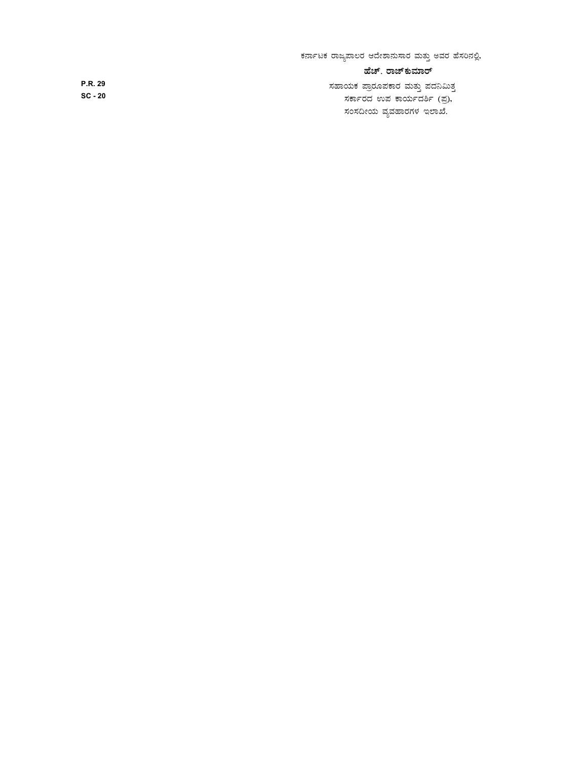ಕರ್ನಾಟಕ ರಾಜ್ಯಪಾಲರ ಆದೇಶಾನುಸಾರ ಮತ್ತು ಅವರ ಹೆಸರಿನಲ್ಲಿ,

**ಹೆಚ್. ರಾಜ್‌ಕುಮಾರ್**

ಸಹಾಯಕ ಪ್ರಾರೂಪಕಾರ ಮತ್ತು ಪದನಿಮಿತ್ತ
ಸರ್ಕಾರದ ಉಪ ಕಾರ್ಯದರ್ಶಿ (ಪ್ರ),
ಸಂಸದೀಯ ವ್ಯವಹಾರಗಳ ಇಲಾಖೆ.

P.R. 29
SC - 20